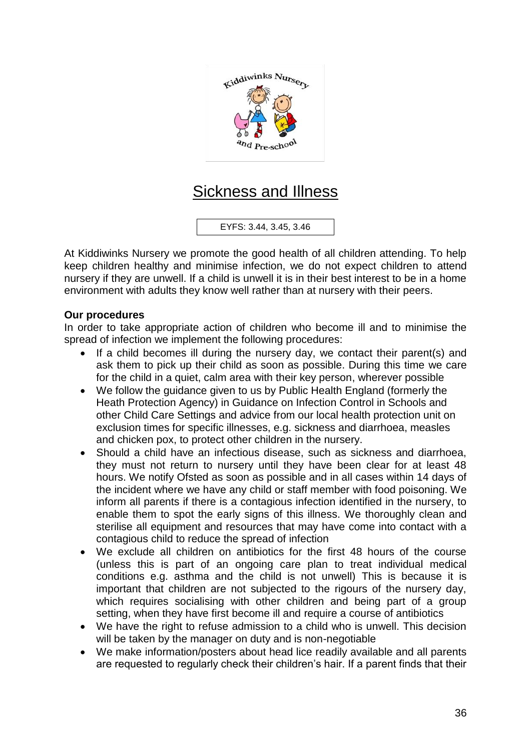# Sickness and Illness

EYFS: 3.44, 3.45, 3.46

At Kiddiwinks Nursery we promote the good health of all children attending. To help keep children healthy and minimise infection, we do not expect children to attend nursery if they are unwell. If a child is unwell it is in their best interest to be in a home environment with adults they know well rather than at nursery with their peers.

**Our procedures**

In order to take appropriate action of children who become ill and to minimise the spread of infection we implement the following procedures:

- If a child becomes ill during the nursery day, we contact their parent(s) and ask them to pick up their child as soon as possible. During this time we care for the child in a quiet, calm area with their key person, wherever possible
- We follow the guidance given to us by Public Health England (formerly the Heath Protection Agency) in Guidance on Infection Control in Schools and other Child Care Settings and advice from our local health protection unit on exclusion times for specific illnesses, e.g. sickness and diarrhoea, measles and chicken pox, to protect other children in the nursery.
- Should a child have an infectious disease, such as sickness and diarrhoea, they must not return to nursery until they have been clear for at least 48 hours. We notify Ofsted as soon as possible and in all cases within 14 days of the incident where we have any child or staff member with food poisoning. We inform all parents if there is a contagious infection identified in the nursery, to enable them to spot the early signs of this illness. We thoroughly clean and sterilise all equipment and resources that may have come into contact with a contagious child to reduce the spread of infection
- We exclude all children on antibiotics for the first 48 hours of the course (unless this is part of an ongoing care plan to treat individual medical conditions e.g. asthma and the child is not unwell) This is because it is important that children are not subjected to the rigours of the nursery day, which requires socialising with other children and being part of a group setting, when they have first become ill and require a course of antibiotics
- We have the right to refuse admission to a child who is unwell. This decision will be taken by the manager on duty and is non-negotiable
- We make information/posters about head lice readily available and all parents are requested to regularly check their children's hair. If a parent finds that their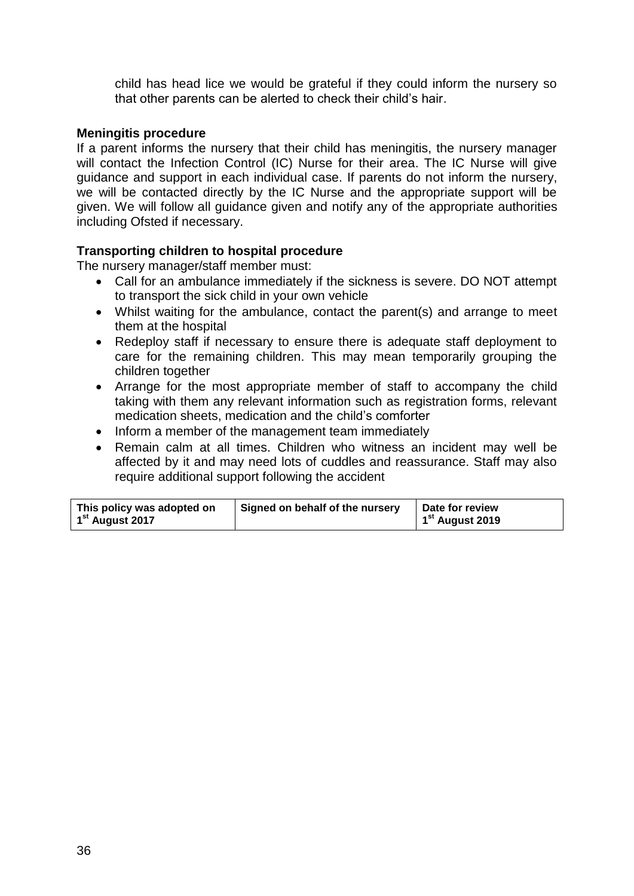child has head lice we would be grateful if they could inform the nursery so that other parents can be alerted to check their child's hair.

**Meningitis procedure**

If a parent informs the nursery that their child has meningitis, the nursery manager will contact the Infection Control (IC) Nurse for their area. The IC Nurse will give guidance and support in each individual case. If parents do not inform the nursery, we will be contacted directly by the IC Nurse and the appropriate support will be given. We will follow all guidance given and notify any of the appropriate authorities including Ofsted if necessary.

**Transporting children to hospital procedure**

The nursery manager/staff member must:

- Call for an ambulance immediately if the sickness is severe. DO NOT attempt to transport the sick child in your own vehicle
- Whilst waiting for the ambulance, contact the parent(s) and arrange to meet them at the hospital
- Redeploy staff if necessary to ensure there is adequate staff deployment to care for the remaining children. This may mean temporarily grouping the children together
- Arrange for the most appropriate member of staff to accompany the child taking with them any relevant information such as registration forms, relevant medication sheets, medication and the child's comforter
- Inform a member of the management team immediately
- Remain calm at all times. Children who witness an incident may well be affected by it and may need lots of cuddles and reassurance. Staff may also require additional support following the accident

| This policy was adopted on 1st August 2017 | Signed on behalf of the nursery | Date for review 1st August 2019 |
|---|---|---|